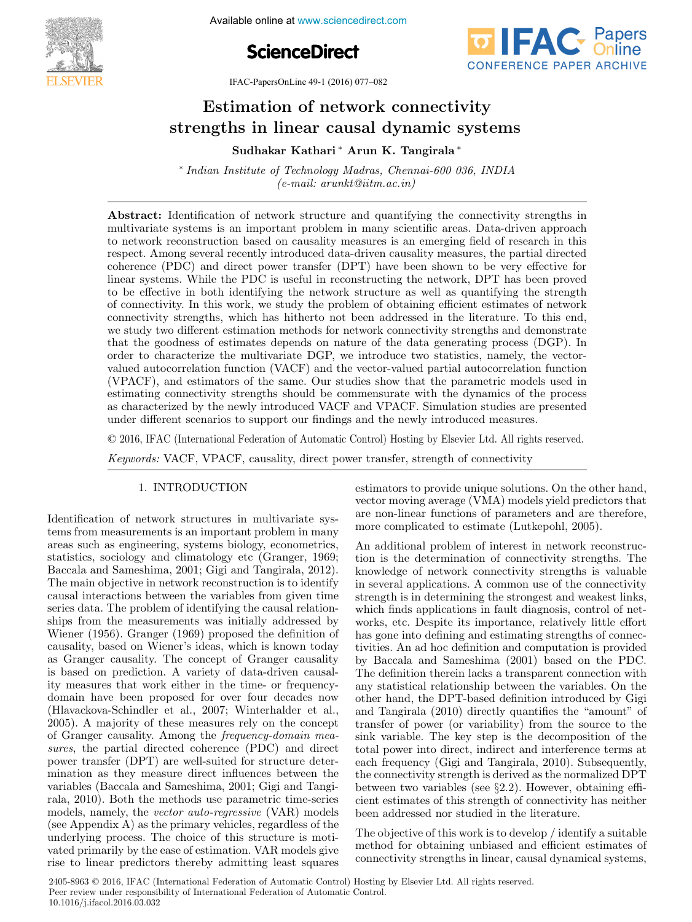# Estimation of network connectivity strengths in linear causal dynamic systems

**Sudhakar Kathari** * **Arun K. Tangirala** *

\* *Indian Institute of Technology Madras, Chennai-600 036, INDIA (e-mail: arunkt@iitm.ac.in)*

**Abstract:** Identification of network structure and quantifying the connectivity strengths in multivariate systems is an important problem in many scientific areas. Data-driven approach to network reconstruction based on causality measures is an emerging field of research in this respect. Among several recently introduced data-driven causality measures, the partial directed coherence (PDC) and direct power transfer (DPT) have been shown to be very effective for linear systems. While the PDC is useful in reconstructing the network, DPT has been proved to be effective in both identifying the network structure as well as quantifying the strength of connectivity. In this work, we study the problem of obtaining efficient estimates of network connectivity strengths, which has hitherto not been addressed in the literature. To this end, we study two different estimation methods for network connectivity strengths and demonstrate that the goodness of estimates depends on nature of the data generating process (DGP). In order to characterize the multivariate DGP, we introduce two statistics, namely, the vector-valued autocorrelation function (VACF) and the vector-valued partial autocorrelation function (VPACF), and estimators of the same. Our studies show that the parametric models used in estimating connectivity strengths should be commensurate with the dynamics of the process as characterized by the newly introduced VACF and VPACF. Simulation studies are presented under different scenarios to support our findings and the newly introduced measures.

© 2016, IFAC (International Federation of Automatic Control) Hosting by Elsevier Ltd. All rights reserved.

*Keywords:* VACF, VPACF, causality, direct power transfer, strength of connectivity

## 1. INTRODUCTION

Identification of network structures in multivariate systems from measurements is an important problem in many areas such as engineering, systems biology, econometrics, statistics, sociology and climatology etc (Granger, 1969; Baccala and Sameshima, 2001; Gigi and Tangirala, 2012). The main objective in network reconstruction is to identify causal interactions between the variables from given time series data. The problem of identifying the causal relationships from the measurements was initially addressed by Wiener (1956). Granger (1969) proposed the definition of causality, based on Wiener's ideas, which is known today as Granger causality. The concept of Granger causality is based on prediction. A variety of data-driven causality measures that work either in the time- or frequency-domain have been proposed for over four decades now (Hlavackova-Schindler et al., 2007; Winterhalder et al., 2005). A majority of these measures rely on the concept of Granger causality. Among the *frequency-domain measures*, the partial directed coherence (PDC) and direct power transfer (DPT) are well-suited for structure determination as they measure direct influences between the variables (Baccala and Sameshima, 2001; Gigi and Tangirala, 2010). Both the methods use parametric time-series models, namely, the *vector auto-regressive* (VAR) models (see Appendix A) as the primary vehicles, regardless of the underlying process. The choice of this structure is motivated primarily by the ease of estimation. VAR models give rise to linear predictors thereby admitting least squares estimators to provide unique solutions. On the other hand, vector moving average (VMA) models yield predictors that are non-linear functions of parameters and are therefore, more complicated to estimate (Lutkepohl, 2005).

An additional problem of interest in network reconstruction is the determination of connectivity strengths. The knowledge of network connectivity strengths is valuable in several applications. A common use of the connectivity strength is in determining the strongest and weakest links, which finds applications in fault diagnosis, control of networks, etc. Despite its importance, relatively little effort has gone into defining and estimating strengths of connectivities. An ad hoc definition and computation is provided by Baccala and Sameshima (2001) based on the PDC. The definition therein lacks a transparent connection with any statistical relationship between the variables. On the other hand, the DPT-based definition introduced by Gigi and Tangirala (2010) directly quantifies the "amount" of transfer of power (or variability) from the source to the sink variable. The key step is the decomposition of the total power into direct, indirect and interference terms at each frequency (Gigi and Tangirala, 2010). Subsequently, the connectivity strength is derived as the normalized DPT between two variables (see §2.2). However, obtaining efficient estimates of this strength of connectivity has neither been addressed nor studied in the literature.

The objective of this work is to develop / identify a suitable method for obtaining unbiased and efficient estimates of connectivity strengths in linear, causal dynamical systems,

2405-8963 © 2016, IFAC (International Federation of Automatic Control) Hosting by Elsevier Ltd. All rights reserved.
Peer review under responsibility of International Federation of Automatic Control.
10.1016/j.ifacol.2016.03.032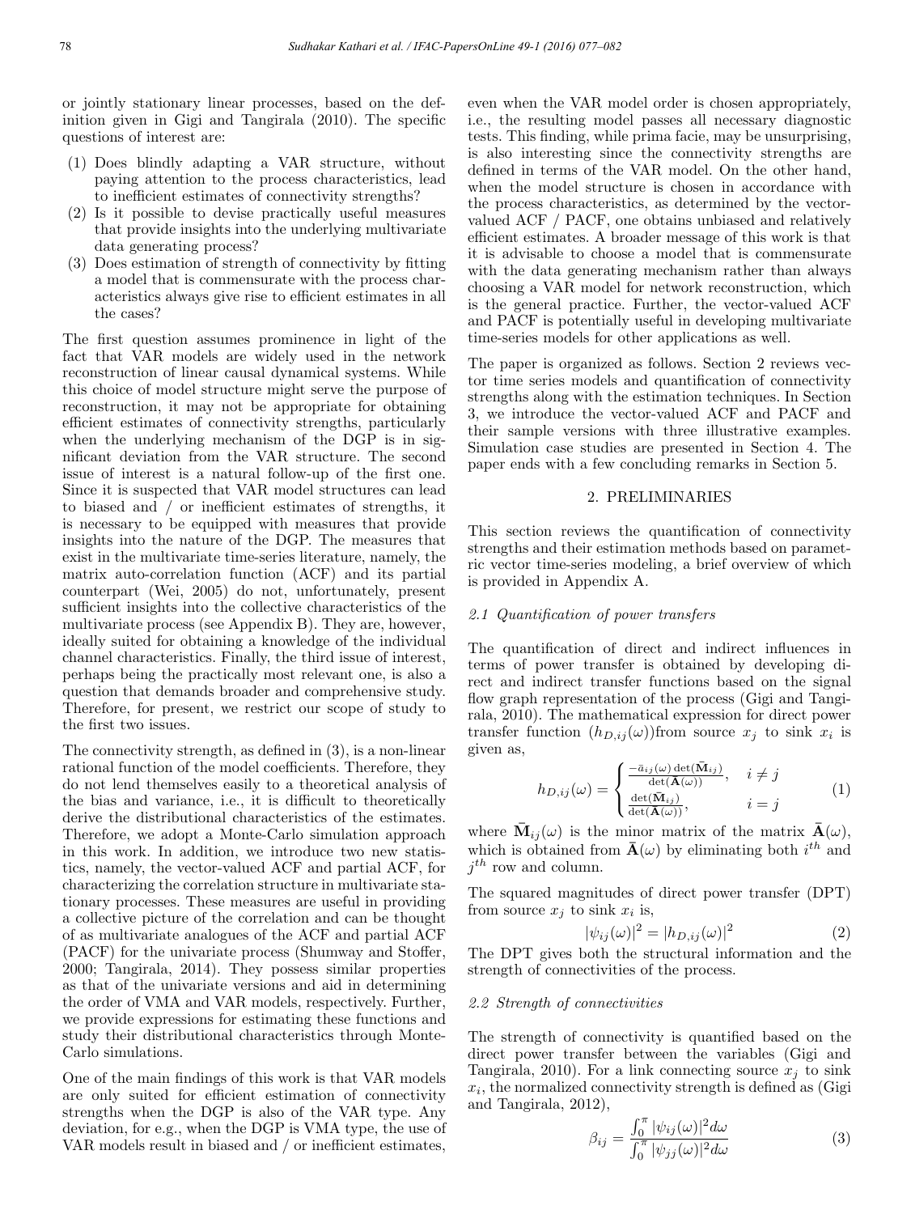or jointly stationary linear processes, based on the definition given in Gigi and Tangirala (2010). The specific questions of interest are:

1. Does blindly adapting a VAR structure, without paying attention to the process characteristics, lead to inefficient estimates of connectivity strengths?
2. Is it possible to devise practically useful measures that provide insights into the underlying multivariate data generating process?
3. Does estimation of strength of connectivity by fitting a model that is commensurate with the process characteristics always give rise to efficient estimates in all the cases?

The first question assumes prominence in light of the fact that VAR models are widely used in the network reconstruction of linear causal dynamical systems. While this choice of model structure might serve the purpose of reconstruction, it may not be appropriate for obtaining efficient estimates of connectivity strengths, particularly when the underlying mechanism of the DGP is in significant deviation from the VAR structure. The second issue of interest is a natural follow-up of the first one. Since it is suspected that VAR model structures can lead to biased and / or inefficient estimates of strengths, it is necessary to be equipped with measures that provide insights into the nature of the DGP. The measures that exist in the multivariate time-series literature, namely, the matrix auto-correlation function (ACF) and its partial counterpart (Wei, 2005) do not, unfortunately, present sufficient insights into the collective characteristics of the multivariate process (see Appendix B). They are, however, ideally suited for obtaining a knowledge of the individual channel characteristics. Finally, the third issue of interest, perhaps being the practically most relevant one, is also a question that demands broader and comprehensive study. Therefore, for present, we restrict our scope of study to the first two issues.

The connectivity strength, as defined in (3), is a non-linear rational function of the model coefficients. Therefore, they do not lend themselves easily to a theoretical analysis of the bias and variance, i.e., it is difficult to theoretically derive the distributional characteristics of the estimates. Therefore, we adopt a Monte-Carlo simulation approach in this work. In addition, we introduce two new statistics, namely, the vector-valued ACF and partial ACF, for characterizing the correlation structure in multivariate stationary processes. These measures are useful in providing a collective picture of the correlation and can be thought of as multivariate analogues of the ACF and partial ACF (PACF) for the univariate process (Shumway and Stoffer, 2000; Tangirala, 2014). They possess similar properties as that of the univariate versions and aid in determining the order of VMA and VAR models, respectively. Further, we provide expressions for estimating these functions and study their distributional characteristics through Monte-Carlo simulations.

One of the main findings of this work is that VAR models are only suited for efficient estimation of connectivity strengths when the DGP is also of the VAR type. Any deviation, for e.g., when the DGP is VMA type, the use of VAR models result in biased and / or inefficient estimates, even when the VAR model order is chosen appropriately, i.e., the resulting model passes all necessary diagnostic tests. This finding, while prima facie, may be unsurprising, is also interesting since the connectivity strengths are defined in terms of the VAR model. On the other hand, when the model structure is chosen in accordance with the process characteristics, as determined by the vector-valued ACF / PACF, one obtains unbiased and relatively efficient estimates. A broader message of this work is that it is advisable to choose a model that is commensurate with the data generating mechanism rather than always choosing a VAR model for network reconstruction, which is the general practice. Further, the vector-valued ACF and PACF is potentially useful in developing multivariate time-series models for other applications as well.

The paper is organized as follows. Section 2 reviews vector time series models and quantification of connectivity strengths along with the estimation techniques. In Section 3, we introduce the vector-valued ACF and PACF and their sample versions with three illustrative examples. Simulation case studies are presented in Section 4. The paper ends with a few concluding remarks in Section 5.

## 2. PRELIMINARIES

This section reviews the quantification of connectivity strengths and their estimation methods based on parametric vector time-series modeling, a brief overview of which is provided in Appendix A.

### 2.1 Quantification of power transfers

The quantification of direct and indirect influences in terms of power transfer is obtained by developing direct and indirect transfer functions based on the signal flow graph representation of the process (Gigi and Tangirala, 2010). The mathematical expression for direct power transfer function ($h_{D,ij}(\omega)$)from source $x_j$ to sink $x_i$ is given as,

$$h_{D,ij}(\omega) = \begin{cases} \frac{-\bar{a}_{ij}(\omega)\det(\bar{\mathbf{M}}_{ij})}{\det(\bar{\mathbf{A}}(\omega))}, & i \neq j \\ \frac{\det(\bar{\mathbf{M}}_{ij})}{\det(\bar{\mathbf{A}}(\omega))}, & i = j \end{cases} \tag{1}$$

where $\bar{\mathbf{M}}_{ij}(\omega)$ is the minor matrix of the matrix $\bar{\mathbf{A}}(\omega)$, which is obtained from $\bar{\mathbf{A}}(\omega)$ by eliminating both $i^{th}$ and $j^{th}$ row and column.

The squared magnitudes of direct power transfer (DPT) from source $x_j$ to sink $x_i$ is,

$$|\psi_{ij}(\omega)|^2 = |h_{D,ij}(\omega)|^2 \tag{2}$$

The DPT gives both the structural information and the strength of connectivities of the process.

### 2.2 Strength of connectivities

The strength of connectivity is quantified based on the direct power transfer between the variables (Gigi and Tangirala, 2010). For a link connecting source $x_j$ to sink $x_i$, the normalized connectivity strength is defined as (Gigi and Tangirala, 2012),

$$\beta_{ij} = \frac{\int_0^\pi |\psi_{ij}(\omega)|^2 d\omega}{\int_0^\pi |\psi_{jj}(\omega)|^2 d\omega} \tag{3}$$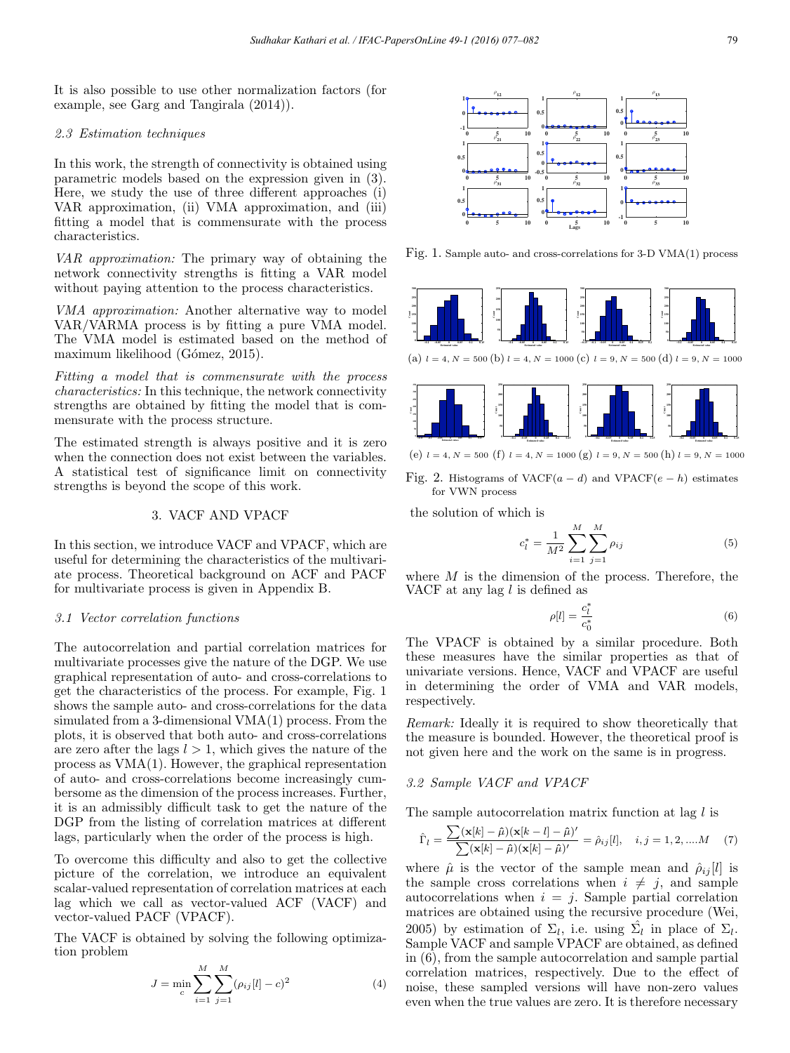It is also possible to use other normalization factors (for example, see Garg and Tangirala (2014)).

### 2.3 Estimation techniques

In this work, the strength of connectivity is obtained using parametric models based on the expression given in (3). Here, we study the use of three different approaches (i) VAR approximation, (ii) VMA approximation, and (iii) fitting a model that is commensurate with the process characteristics.

*VAR approximation:* The primary way of obtaining the network connectivity strengths is fitting a VAR model without paying attention to the process characteristics.

*VMA approximation:* Another alternative way to model VAR/VARMA process is by fitting a pure VMA model. The VMA model is estimated based on the method of maximum likelihood (Gómez, 2015).

*Fitting a model that is commensurate with the process characteristics:* In this technique, the network connectivity strengths are obtained by fitting the model that is commensurate with the process structure.

The estimated strength is always positive and it is zero when the connection does not exist between the variables. A statistical test of significance limit on connectivity strengths is beyond the scope of this work.

## 3. VACF AND VPACF

In this section, we introduce VACF and VPACF, which are useful for determining the characteristics of the multivariate process. Theoretical background on ACF and PACF for multivariate process is given in Appendix B.

### 3.1 Vector correlation functions

The autocorrelation and partial correlation matrices for multivariate processes give the nature of the DGP. We use graphical representation of auto- and cross-correlations to get the characteristics of the process. For example, Fig. 1 shows the sample auto- and cross-correlations for the data simulated from a 3-dimensional VMA(1) process. From the plots, it is observed that both auto- and cross-correlations are zero after the lags $l > 1$, which gives the nature of the process as VMA(1). However, the graphical representation of auto- and cross-correlations become increasingly cumbersome as the dimension of the process increases. Further, it is an admissibly difficult task to get the nature of the DGP from the listing of correlation matrices at different lags, particularly when the order of the process is high.

To overcome this difficulty and also to get the collective picture of the correlation, we introduce an equivalent scalar-valued representation of correlation matrices at each lag which we call as vector-valued ACF (VACF) and vector-valued PACF (VPACF).

The VACF is obtained by solving the following optimization problem

$$J = \min_{c} \sum_{i=1}^{M} \sum_{j=1}^{M} (\rho_{ij}[l] - c)^2 \tag{4}$$

Fig. 1. Sample auto- and cross-correlations for 3-D VMA(1) process

(a) $l = 4, N = 500$ (b) $l = 4, N = 1000$ (c) $l = 9, N = 500$ (d) $l = 9, N = 1000$

(e) $l = 4, N = 500$ (f) $l = 4, N = 1000$ (g) $l = 9, N = 500$ (h) $l = 9, N = 1000$

Fig. 2. Histograms of VACF($a - d$) and VPACF($e - h$) estimates for VWN process

the solution of which is

$$c_l^* = \frac{1}{M^2} \sum_{i=1}^{M} \sum_{j=1}^{M} \rho_{ij} \tag{5}$$

where $M$ is the dimension of the process. Therefore, the VACF at any lag $l$ is defined as

$$\rho[l] = \frac{c_l^*}{c_0^*} \tag{6}$$

The VPACF is obtained by a similar procedure. Both these measures have the similar properties as that of univariate versions. Hence, VACF and VPACF are useful in determining the order of VMA and VAR models, respectively.

*Remark:* Ideally it is required to show theoretically that the measure is bounded. However, the theoretical proof is not given here and the work on the same is in progress.

### 3.2 Sample VACF and VPACF

The sample autocorrelation matrix function at lag $l$ is

$$\hat{\Gamma}_l = \frac{\sum(\mathbf{x}[k] - \hat{\mu})(\mathbf{x}[k-l] - \hat{\mu})'}{\sum(\mathbf{x}[k] - \hat{\mu})(\mathbf{x}[k] - \hat{\mu})'} = \hat{\rho}_{ij}[l], \quad i, j = 1, 2, ....M \tag{7}$$

where $\hat{\mu}$ is the vector of the sample mean and $\hat{\rho}_{ij}[l]$ is the sample cross correlations when $i \neq j$, and sample autocorrelations when $i = j$. Sample partial correlation matrices are obtained using the recursive procedure (Wei, 2005) by estimation of $\Sigma_l$, i.e. using $\hat{\Sigma}_l$ in place of $\Sigma_l$. Sample VACF and sample VPACF are obtained, as defined in (6), from the sample autocorrelation and sample partial correlation matrices, respectively. Due to the effect of noise, these sampled versions will have non-zero values even when the true values are zero. It is therefore necessary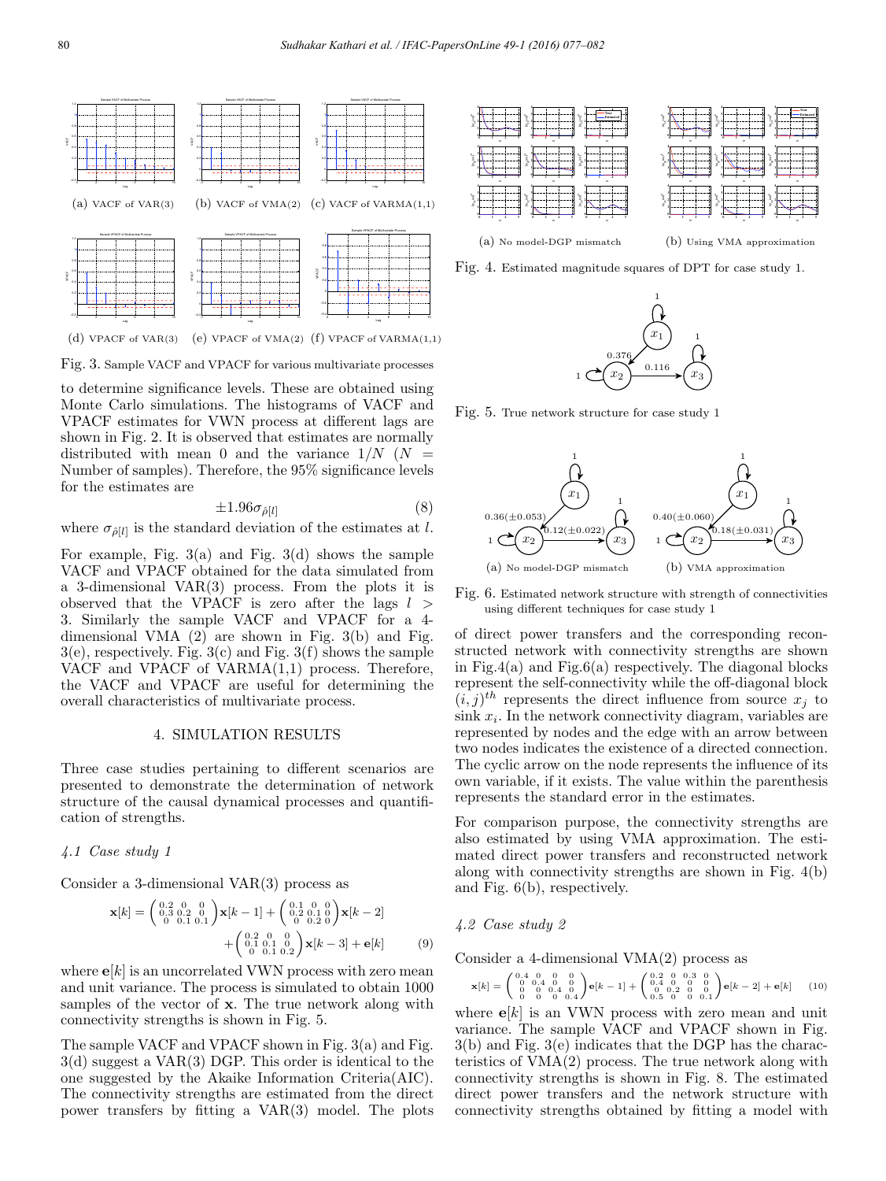(a) VACF of VAR(3) (b) VACF of VMA(2) (c) VACF of VARMA(1,1)

(d) VPACF of VAR(3) (e) VPACF of VMA(2) (f) VPACF of VARMA(1,1)

Fig. 3. Sample VACF and VPACF for various multivariate processes

to determine significance levels. These are obtained using Monte Carlo simulations. The histograms of VACF and VPACF estimates for VWN process at different lags are shown in Fig. 2. It is observed that estimates are normally distributed with mean 0 and the variance $1/N$ ($N$ = Number of samples). Therefore, the 95% significance levels for the estimates are

$$\pm 1.96\sigma_{\hat{\rho}[l]} \tag{8}$$

where $\sigma_{\hat{\rho}[l]}$ is the standard deviation of the estimates at $l$.

For example, Fig. 3(a) and Fig. 3(d) shows the sample VACF and VPACF obtained for the data simulated from a 3-dimensional VAR(3) process. From the plots it is observed that the VPACF is zero after the lags $l > 3$. Similarly the sample VACF and VPACF for a 4-dimensional VMA (2) are shown in Fig. 3(b) and Fig. 3(e), respectively. Fig. 3(c) and Fig. 3(f) shows the sample VACF and VPACF of VARMA(1,1) process. Therefore, the VACF and VPACF are useful for determining the overall characteristics of multivariate process.

## 4. SIMULATION RESULTS

Three case studies pertaining to different scenarios are presented to demonstrate the determination of network structure of the causal dynamical processes and quantification of strengths.

### *4.1 Case study 1*

Consider a 3-dimensional VAR(3) process as

$$\mathbf{x}[k] = \begin{pmatrix} 0.2 & 0 & 0 \\ 0.3 & 0.2 & 0 \\ 0 & 0.1 & 0.1 \end{pmatrix}\mathbf{x}[k-1] + \begin{pmatrix} 0.1 & 0 & 0 \\ 0.2 & 0.1 & 0 \\ 0 & 0.2 & 0 \end{pmatrix}\mathbf{x}[k-2] + \begin{pmatrix} 0.2 & 0 & 0 \\ 0.1 & 0.1 & 0 \\ 0 & 0.1 & 0.2 \end{pmatrix}\mathbf{x}[k-3] + \mathbf{e}[k] \tag{9}$$

where $\mathbf{e}[k]$ is an uncorrelated VWN process with zero mean and unit variance. The process is simulated to obtain 1000 samples of the vector of $\mathbf{x}$. The true network along with connectivity strengths is shown in Fig. 5.

The sample VACF and VPACF shown in Fig. 3(a) and Fig. 3(d) suggest a VAR(3) DGP. This order is identical to the one suggested by the Akaike Information Criteria(AIC). The connectivity strengths are estimated from the direct power transfers by fitting a VAR(3) model. The plots of direct power transfers and the corresponding reconstructed network with connectivity strengths are shown in Fig.4(a) and Fig.6(a) respectively. The diagonal blocks represent the self-connectivity while the off-diagonal block $(i, j)^{th}$ represents the direct influence from source $x_j$ to sink $x_i$. In the network connectivity diagram, variables are represented by nodes and the edge with an arrow between two nodes indicates the existence of a directed connection. The cyclic arrow on the node represents the influence of its own variable, if it exists. The value within the parenthesis represents the standard error in the estimates.

(a) No model-DGP mismatch (b) Using VMA approximation

Fig. 4. Estimated magnitude squares of DPT for case study 1.

Fig. 5. True network structure for case study 1

(a) No model-DGP mismatch (b) VMA approximation

Fig. 6. Estimated network structure with strength of connectivities using different techniques for case study 1

For comparison purpose, the connectivity strengths are also estimated by using VMA approximation. The estimated direct power transfers and reconstructed network along with connectivity strengths are shown in Fig. 4(b) and Fig. 6(b), respectively.

### *4.2 Case study 2*

Consider a 4-dimensional VMA(2) process as

$$\mathbf{x}[k] = \begin{pmatrix} 0.4 & 0 & 0 & 0 \\ 0 & 0.4 & 0 & 0 \\ 0 & 0 & 0.4 & 0 \\ 0 & 0 & 0 & 0.4 \end{pmatrix}\mathbf{e}[k-1] + \begin{pmatrix} 0.2 & 0 & 0.3 & 0 \\ 0.4 & 0 & 0 & 0 \\ 0 & 0.2 & 0 & 0 \\ 0.5 & 0 & 0 & 0.1 \end{pmatrix}\mathbf{e}[k-2] + \mathbf{e}[k] \tag{10}$$

where $\mathbf{e}[k]$ is an VWN process with zero mean and unit variance. The sample VACF and VPACF shown in Fig. 3(b) and Fig. 3(e) indicates that the DGP has the characteristics of VMA(2) process. The true network along with connectivity strengths is shown in Fig. 8. The estimated direct power transfers and the network structure with connectivity strengths obtained by fitting a model with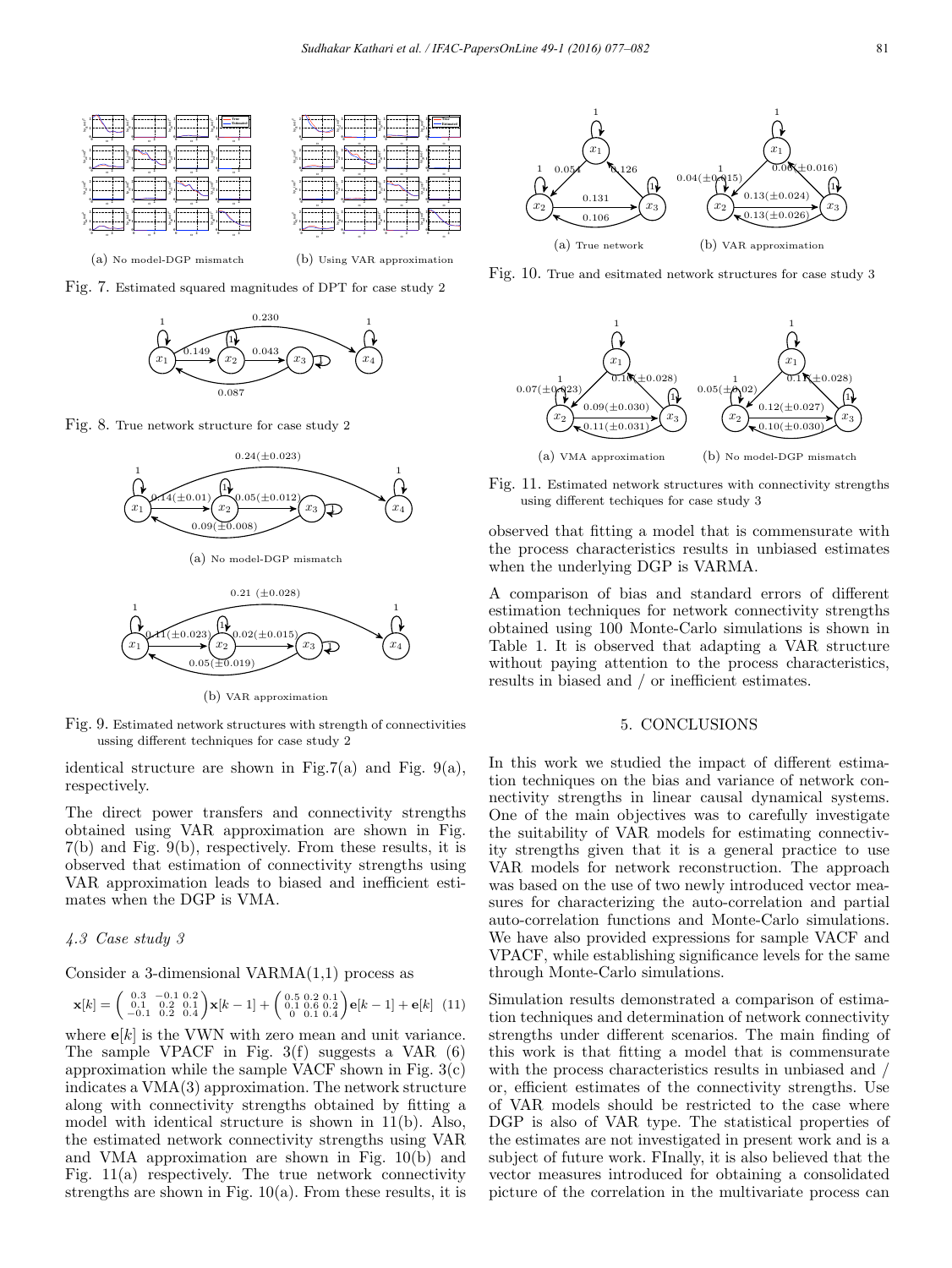(a) No model-DGP mismatch

(b) Using VAR approximation

Fig. 7. Estimated squared magnitudes of DPT for case study 2

Fig. 8. True network structure for case study 2

(a) No model-DGP mismatch

(b) VAR approximation

Fig. 9. Estimated network structures with strength of connectivities using different techniques for case study 2

identical structure are shown in Fig.7(a) and Fig. 9(a), respectively.

The direct power transfers and connectivity strengths obtained using VAR approximation are shown in Fig. 7(b) and Fig. 9(b), respectively. From these results, it is observed that estimation of connectivity strengths using VAR approximation leads to biased and inefficient estimates when the DGP is VMA.

### 4.3 Case study 3

Consider a 3-dimensional VARMA(1,1) process as

$$\mathbf{x}[k] = \begin{pmatrix} 0.3 & -0.1 & 0.2 \\ 0.1 & 0.2 & 0.1 \\ -0.1 & 0.2 & 0.4 \end{pmatrix}\mathbf{x}[k-1] + \begin{pmatrix} 0.5 & 0.2 & 0.1 \\ 0.1 & 0.6 & 0.2 \\ 0 & 0.1 & 0.4 \end{pmatrix}\mathbf{e}[k-1] + \mathbf{e}[k] \quad (11)$$

where $\mathbf{e}[k]$ is the VWN with zero mean and unit variance. The sample VPACF in Fig. 3(f) suggests a VAR (6) approximation while the sample VACF shown in Fig. 3(c) indicates a VMA(3) approximation. The network structure along with connectivity strengths obtained by fitting a model with identical structure is shown in 11(b). Also, the estimated network connectivity strengths using VAR and VMA approximation are shown in Fig. 10(b) and Fig. 11(a) respectively. The true network connectivity strengths are shown in Fig. 10(a). From these results, it is observed that fitting a model that is commensurate with the process characteristics results in unbiased estimates when the underlying DGP is VARMA.

(a) True network

(b) VAR approximation

Fig. 10. True and esitmated network structures for case study 3

(a) VMA approximation

(b) No model-DGP mismatch

Fig. 11. Estimated network structures with connectivity strengths using different techiques for case study 3

A comparison of bias and standard errors of different estimation techniques for network connectivity strengths obtained using 100 Monte-Carlo simulations is shown in Table 1. It is observed that adapting a VAR structure without paying attention to the process characteristics, results in biased and / or inefficient estimates.

## 5. CONCLUSIONS

In this work we studied the impact of different estimation techniques on the bias and variance of network connectivity strengths in linear causal dynamical systems. One of the main objectives was to carefully investigate the suitability of VAR models for estimating connectivity strengths given that it is a general practice to use VAR models for network reconstruction. The approach was based on the use of two newly introduced vector measures for characterizing the auto-correlation and partial auto-correlation functions and Monte-Carlo simulations. We have also provided expressions for sample VACF and VPACF, while establishing significance levels for the same through Monte-Carlo simulations.

Simulation results demonstrated a comparison of estimation techniques and determination of network connectivity strengths under different scenarios. The main finding of this work is that fitting a model that is commensurate with the process characteristics results in unbiased and / or, efficient estimates of the connectivity strengths. Use of VAR models should be restricted to the case where DGP is also of VAR type. The statistical properties of the estimates are not investigated in present work and is a subject of future work. FInally, it is also believed that the vector measures introduced for obtaining a consolidated picture of the correlation in the multivariate process can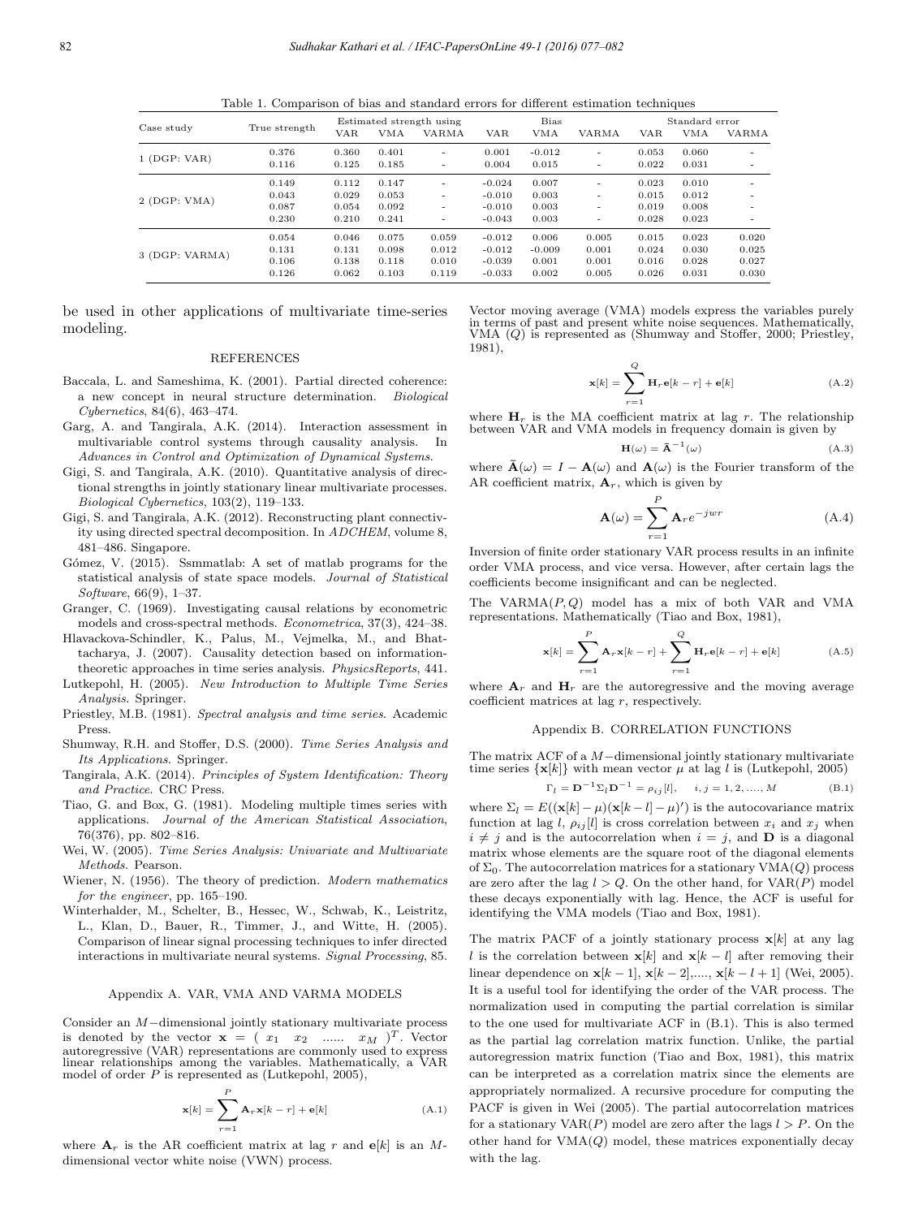Table 1. Comparison of bias and standard errors for different estimation techniques

| Case study | True strength | Estimated strength using | | | Bias | | | Standard error | | |
|---|---|---|---|---|---|---|---|---|---|---|
| | | VAR | VMA | VARMA | VAR | VMA | VARMA | VAR | VMA | VARMA |
| 1 (DGP: VAR) | 0.376 | 0.360 | 0.401 | - | 0.001 | -0.012 | - | 0.053 | 0.060 | - |
| | 0.116 | 0.125 | 0.185 | - | 0.004 | 0.015 | - | 0.022 | 0.031 | - |
| 2 (DGP: VMA) | 0.149 | 0.112 | 0.147 | - | -0.024 | 0.007 | - | 0.023 | 0.010 | - |
| | 0.043 | 0.029 | 0.053 | - | -0.010 | 0.003 | - | 0.015 | 0.012 | - |
| | 0.087 | 0.054 | 0.092 | - | -0.010 | 0.003 | - | 0.019 | 0.008 | - |
| | 0.230 | 0.210 | 0.241 | - | -0.043 | 0.003 | - | 0.028 | 0.023 | - |
| 3 (DGP: VARMA) | 0.054 | 0.046 | 0.075 | 0.059 | -0.012 | 0.006 | 0.005 | 0.015 | 0.023 | 0.020 |
| | 0.131 | 0.131 | 0.098 | 0.012 | -0.012 | -0.009 | 0.001 | 0.024 | 0.030 | 0.025 |
| | 0.106 | 0.138 | 0.118 | 0.010 | -0.039 | 0.001 | 0.001 | 0.016 | 0.028 | 0.027 |
| | 0.126 | 0.062 | 0.103 | 0.119 | -0.033 | 0.002 | 0.005 | 0.026 | 0.031 | 0.030 |

be used in other applications of multivariate time-series modeling.

## REFERENCES

Baccala, L. and Sameshima, K. (2001). Partial directed coherence: a new concept in neural structure determination. *Biological Cybernetics*, 84(6), 463–474.

Garg, A. and Tangirala, A.K. (2014). Interaction assessment in multivariable control systems through causality analysis. In *Advances in Control and Optimization of Dynamical Systems*.

Gigi, S. and Tangirala, A.K. (2010). Quantitative analysis of directional strengths in jointly stationary linear multivariate processes. *Biological Cybernetics*, 103(2), 119–133.

Gigi, S. and Tangirala, A.K. (2012). Reconstructing plant connectivity using directed spectral decomposition. In *ADCHEM*, volume 8, 481–486. Singapore.

Gómez, V. (2015). Ssmmatlab: A set of matlab programs for the statistical analysis of state space models. *Journal of Statistical Software*, 66(9), 1–37.

Granger, C. (1969). Investigating causal relations by econometric models and cross-spectral methods. *Econometrica*, 37(3), 424–38.

Hlavackova-Schindler, K., Palus, M., Vejmelka, M., and Bhattacharya, J. (2007). Causality detection based on information-theoretic approaches in time series analysis. *PhysicsReports*, 441.

Lutkepohl, H. (2005). *New Introduction to Multiple Time Series Analysis*. Springer.

Priestley, M.B. (1981). *Spectral analysis and time series*. Academic Press.

Shumway, R.H. and Stoffer, D.S. (2000). *Time Series Analysis and Its Applications*. Springer.

Tangirala, A.K. (2014). *Principles of System Identification: Theory and Practice*. CRC Press.

Tiao, G. and Box, G. (1981). Modeling multiple times series with applications. *Journal of the American Statistical Association*, 76(376), pp. 802–816.

Wei, W. (2005). *Time Series Analysis: Univariate and Multivariate Methods*. Pearson.

Wiener, N. (1956). The theory of prediction. *Modern mathematics for the engineer*, pp. 165–190.

Winterhalder, M., Schelter, B., Hessec, W., Schwab, K., Leistritz, L., Klan, D., Bauer, R., Timmer, J., and Witte, H. (2005). Comparison of linear signal processing techniques to infer directed interactions in multivariate neural systems. *Signal Processing*, 85.

## Appendix A. VAR, VMA AND VARMA MODELS

Consider an $M-$dimensional jointly stationary multivariate process is denoted by the vector $\mathbf{x} = (\,x_1 \quad x_2 \quad ...... \quad x_M\,)^T$. Vector autoregressive (VAR) representations are commonly used to express linear relationships among the variables. Mathematically, a VAR model of order $P$ is represented as (Lutkepohl, 2005),

$$\mathbf{x}[k] = \sum_{r=1}^{P} \mathbf{A}_r \mathbf{x}[k-r] + \mathbf{e}[k] \tag{A.1}$$

where $\mathbf{A}_r$ is the AR coefficient matrix at lag $r$ and $\mathbf{e}[k]$ is an $M$-dimensional vector white noise (VWN) process.

Vector moving average (VMA) models express the variables purely in terms of past and present white noise sequences. Mathematically, VMA $(Q)$ is represented as (Shumway and Stoffer, 2000; Priestley, 1981),

$$\mathbf{x}[k] = \sum_{r=1}^{Q} \mathbf{H}_r \mathbf{e}[k-r] + \mathbf{e}[k] \tag{A.2}$$

where $\mathbf{H}_r$ is the MA coefficient matrix at lag $r$. The relationship between VAR and VMA models in frequency domain is given by

$$\mathbf{H}(\omega) = \bar{\mathbf{A}}^{-1}(\omega) \tag{A.3}$$

where $\bar{\mathbf{A}}(\omega) = I - \mathbf{A}(\omega)$ and $\mathbf{A}(\omega)$ is the Fourier transform of the AR coefficient matrix, $\mathbf{A}_r$, which is given by

$$\mathbf{A}(\omega) = \sum_{r=1}^{P} \mathbf{A}_r e^{-jwr} \tag{A.4}$$

Inversion of finite order stationary VAR process results in an infinite order VMA process, and vice versa. However, after certain lags the coefficients become insignificant and can be neglected.

The VARMA$(P, Q)$ model has a mix of both VAR and VMA representations. Mathematically (Tiao and Box, 1981),

$$\mathbf{x}[k] = \sum_{r=1}^{P} \mathbf{A}_r \mathbf{x}[k-r] + \sum_{r=1}^{Q} \mathbf{H}_r \mathbf{e}[k-r] + \mathbf{e}[k] \tag{A.5}$$

where $\mathbf{A}_r$ and $\mathbf{H}_r$ are the autoregressive and the moving average coefficient matrices at lag $r$, respectively.

## Appendix B. CORRELATION FUNCTIONS

The matrix ACF of a $M-$dimensional jointly stationary multivariate time series $\{\mathbf{x}[k]\}$ with mean vector $\mu$ at lag $l$ is (Lutkepohl, 2005)

$$\Gamma_l = \mathbf{D}^{-1}\Sigma_l \mathbf{D}^{-1} = \rho_{ij}[l], \quad i, j = 1, 2, ...., M \tag{B.1}$$

where $\Sigma_l = E((\mathbf{x}[k] - \mu)(\mathbf{x}[k-l] - \mu)')$ is the autocovariance matrix function at lag $l$, $\rho_{ij}[l]$ is cross correlation between $x_i$ and $x_j$ when $i \neq j$ and is the autocorrelation when $i = j$, and $\mathbf{D}$ is a diagonal matrix whose elements are the square root of the diagonal elements of $\Sigma_0$. The autocorrelation matrices for a stationary VMA$(Q)$ process are zero after the lag $l > Q$. On the other hand, for VAR$(P)$ model these decays exponentially with lag. Hence, the ACF is useful for identifying the VMA models (Tiao and Box, 1981).

The matrix PACF of a jointly stationary process $\mathbf{x}[k]$ at any lag $l$ is the correlation between $\mathbf{x}[k]$ and $\mathbf{x}[k-l]$ after removing their linear dependence on $\mathbf{x}[k-1]$, $\mathbf{x}[k-2]$,...., $\mathbf{x}[k-l+1]$ (Wei, 2005). It is a useful tool for identifying the order of the VAR process. The normalization used in computing the partial correlation is similar to the one used for multivariate ACF in (B.1). This is also termed as the partial lag correlation matrix function. Unlike, the partial autoregression matrix function (Tiao and Box, 1981), this matrix can be interpreted as a correlation matrix since the elements are appropriately normalized. A recursive procedure for computing the PACF is given in Wei (2005). The partial autocorrelation matrices for a stationary VAR$(P)$ model are zero after the lags $l > P$. On the other hand for VMA$(Q)$ model, these matrices exponentially decay with the lag.